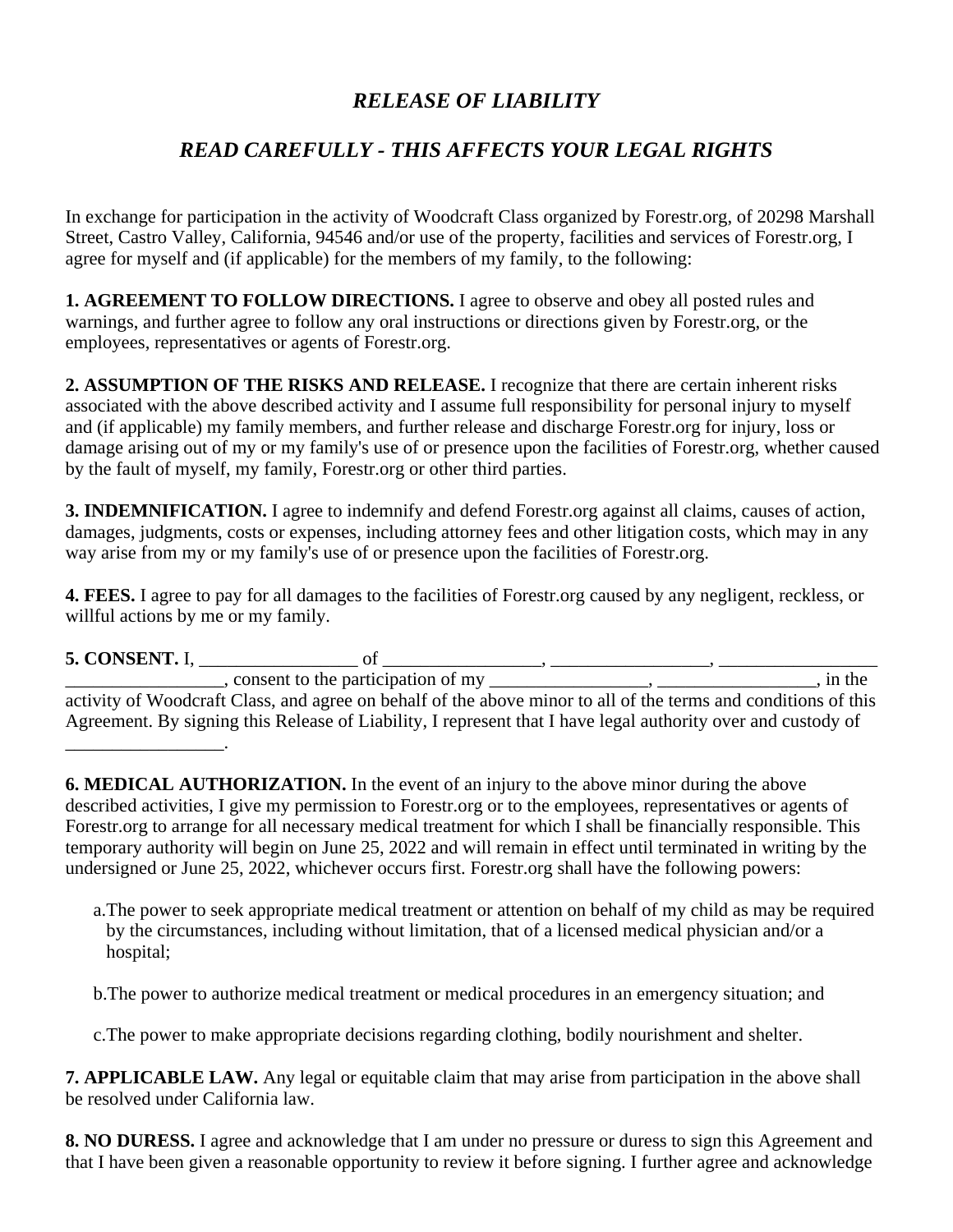# *RELEASE OF LIABILITY*

## *READ CAREFULLY - THIS AFFECTS YOUR LEGAL RIGHTS*

In exchange for participation in the activity of Woodcraft Class organized by Forestr.org, of 20298 Marshall Street, Castro Valley, California, 94546 and/or use of the property, facilities and services of Forestr.org, I agree for myself and (if applicable) for the members of my family, to the following:

**1. AGREEMENT TO FOLLOW DIRECTIONS.** I agree to observe and obey all posted rules and warnings, and further agree to follow any oral instructions or directions given by Forestr.org, or the employees, representatives or agents of Forestr.org.

**2. ASSUMPTION OF THE RISKS AND RELEASE.** I recognize that there are certain inherent risks associated with the above described activity and I assume full responsibility for personal injury to myself and (if applicable) my family members, and further release and discharge Forestr.org for injury, loss or damage arising out of my or my family's use of or presence upon the facilities of Forestr.org, whether caused by the fault of myself, my family, Forestr.org or other third parties.

**3. INDEMNIFICATION.** I agree to indemnify and defend Forestr.org against all claims, causes of action, damages, judgments, costs or expenses, including attorney fees and other litigation costs, which may in any way arise from my or my family's use of or presence upon the facilities of Forestr.org.

**4. FEES.** I agree to pay for all damages to the facilities of Forestr.org caused by any negligent, reckless, or willful actions by me or my family.

**5. CONSENT.** I, _________________ of _________________, _________________, _________________ _________________, consent to the participation of my _________________, _________________, in the activity of Woodcraft Class, and agree on behalf of the above minor to all of the terms and conditions of this Agreement. By signing this Release of Liability, I represent that I have legal authority over and custody of _________________.

**6. MEDICAL AUTHORIZATION.** In the event of an injury to the above minor during the above described activities, I give my permission to Forestr.org or to the employees, representatives or agents of Forestr.org to arrange for all necessary medical treatment for which I shall be financially responsible. This temporary authority will begin on June 25, 2022 and will remain in effect until terminated in writing by the undersigned or June 25, 2022, whichever occurs first. Forestr.org shall have the following powers:

a. The power to seek appropriate medical treatment or attention on behalf of my child as may be required by the circumstances, including without limitation, that of a licensed medical physician and/or a hospital;

b. The power to authorize medical treatment or medical procedures in an emergency situation; and

c. The power to make appropriate decisions regarding clothing, bodily nourishment and shelter.

**7. APPLICABLE LAW.** Any legal or equitable claim that may arise from participation in the above shall be resolved under California law.

**8. NO DURESS.** I agree and acknowledge that I am under no pressure or duress to sign this Agreement and that I have been given a reasonable opportunity to review it before signing. I further agree and acknowledge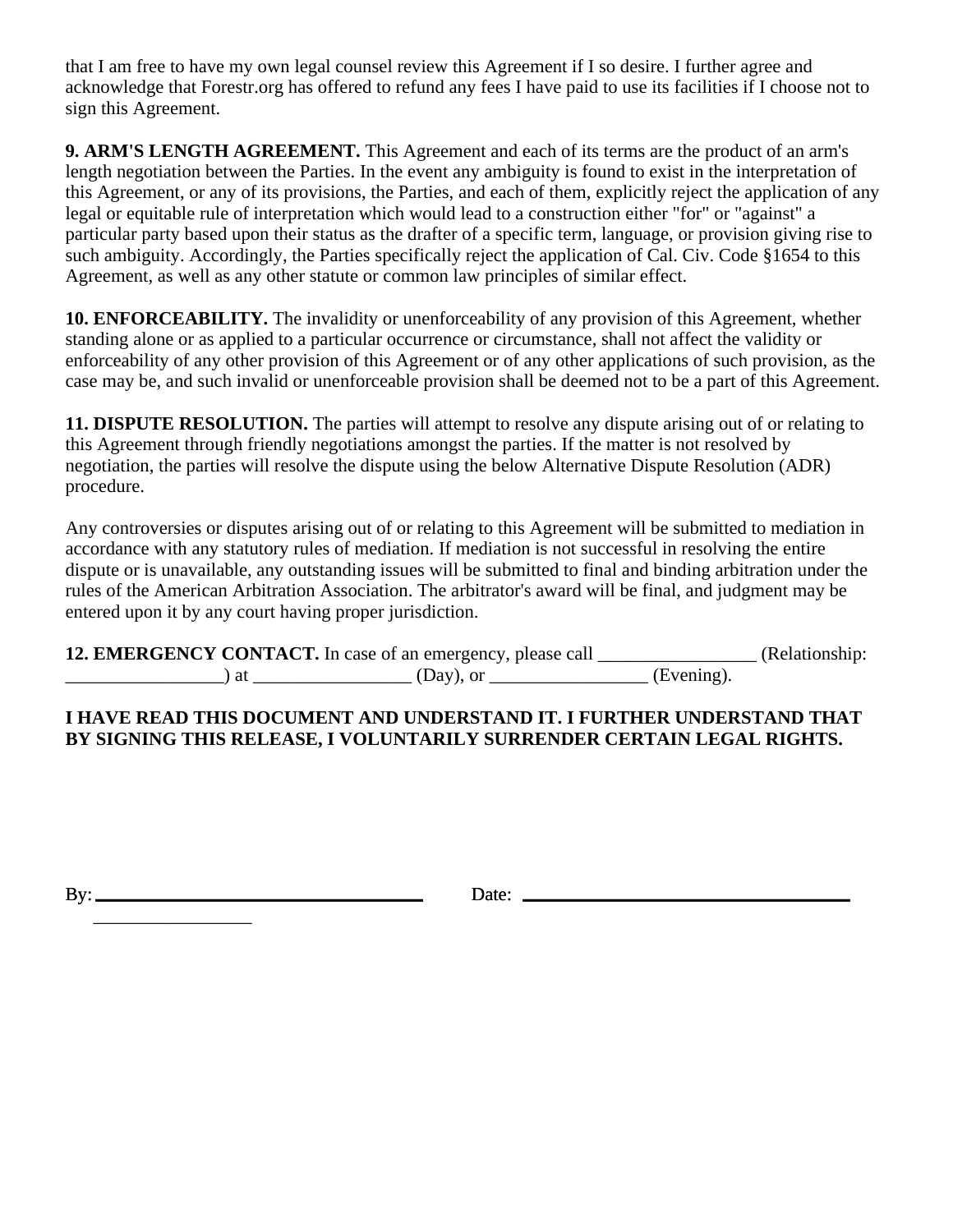that I am free to have my own legal counsel review this Agreement if I so desire. I further agree and acknowledge that Forestr.org has offered to refund any fees I have paid to use its facilities if I choose not to sign this Agreement.

**9. ARM'S LENGTH AGREEMENT.** This Agreement and each of its terms are the product of an arm's length negotiation between the Parties. In the event any ambiguity is found to exist in the interpretation of this Agreement, or any of its provisions, the Parties, and each of them, explicitly reject the application of any legal or equitable rule of interpretation which would lead to a construction either "for" or "against" a particular party based upon their status as the drafter of a specific term, language, or provision giving rise to such ambiguity. Accordingly, the Parties specifically reject the application of Cal. Civ. Code §1654 to this Agreement, as well as any other statute or common law principles of similar effect.

**10. ENFORCEABILITY.** The invalidity or unenforceability of any provision of this Agreement, whether standing alone or as applied to a particular occurrence or circumstance, shall not affect the validity or enforceability of any other provision of this Agreement or of any other applications of such provision, as the case may be, and such invalid or unenforceable provision shall be deemed not to be a part of this Agreement.

**11. DISPUTE RESOLUTION.** The parties will attempt to resolve any dispute arising out of or relating to this Agreement through friendly negotiations amongst the parties. If the matter is not resolved by negotiation, the parties will resolve the dispute using the below Alternative Dispute Resolution (ADR) procedure.

Any controversies or disputes arising out of or relating to this Agreement will be submitted to mediation in accordance with any statutory rules of mediation. If mediation is not successful in resolving the entire dispute or is unavailable, any outstanding issues will be submitted to final and binding arbitration under the rules of the American Arbitration Association. The arbitrator's award will be final, and judgment may be entered upon it by any court having proper jurisdiction.

**12. EMERGENCY CONTACT.** In case of an emergency, please call _________________ (Relationship: _________________) at _________________ (Day), or _________________ (Evening).

**I HAVE READ THIS DOCUMENT AND UNDERSTAND IT. I FURTHER UNDERSTAND THAT BY SIGNING THIS RELEASE, I VOLUNTARILY SURRENDER CERTAIN LEGAL RIGHTS.**

By: ___________________________________ Date: ___________________________________

_________________